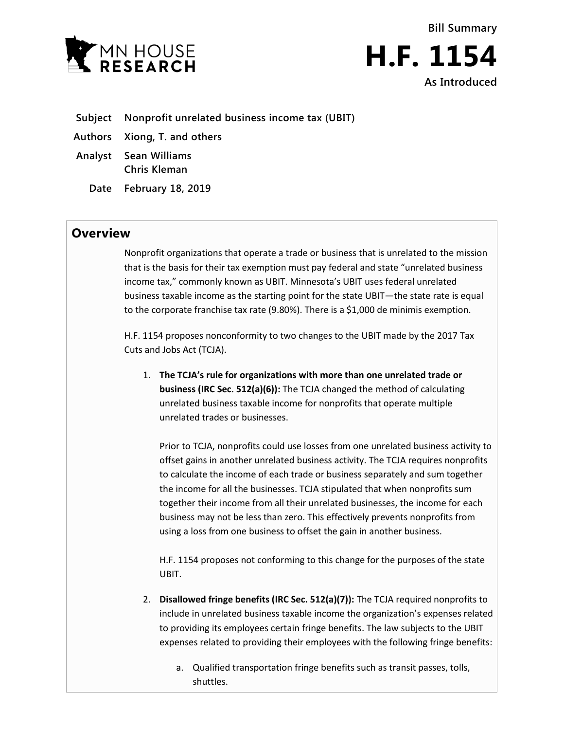Bill Summary

# H.F. 1154

As Introduced

**Subject** Nonprofit unrelated business income tax (UBIT)

**Authors** Xiong, T. and others

**Analyst** Sean Williams
Chris Kleman

**Date** February 18, 2019

## Overview

Nonprofit organizations that operate a trade or business that is unrelated to the mission that is the basis for their tax exemption must pay federal and state "unrelated business income tax," commonly known as UBIT. Minnesota's UBIT uses federal unrelated business taxable income as the starting point for the state UBIT—the state rate is equal to the corporate franchise tax rate (9.80%). There is a $1,000 de minimis exemption.

H.F. 1154 proposes nonconformity to two changes to the UBIT made by the 2017 Tax Cuts and Jobs Act (TCJA).

1. **The TCJA's rule for organizations with more than one unrelated trade or business (IRC Sec. 512(a)(6)):** The TCJA changed the method of calculating unrelated business taxable income for nonprofits that operate multiple unrelated trades or businesses.

   Prior to TCJA, nonprofits could use losses from one unrelated business activity to offset gains in another unrelated business activity. The TCJA requires nonprofits to calculate the income of each trade or business separately and sum together the income for all the businesses. TCJA stipulated that when nonprofits sum together their income from all their unrelated businesses, the income for each business may not be less than zero. This effectively prevents nonprofits from using a loss from one business to offset the gain in another business.

   H.F. 1154 proposes not conforming to this change for the purposes of the state UBIT.

2. **Disallowed fringe benefits (IRC Sec. 512(a)(7)):** The TCJA required nonprofits to include in unrelated business taxable income the organization's expenses related to providing its employees certain fringe benefits. The law subjects to the UBIT expenses related to providing their employees with the following fringe benefits:

   a. Qualified transportation fringe benefits such as transit passes, tolls, shuttles.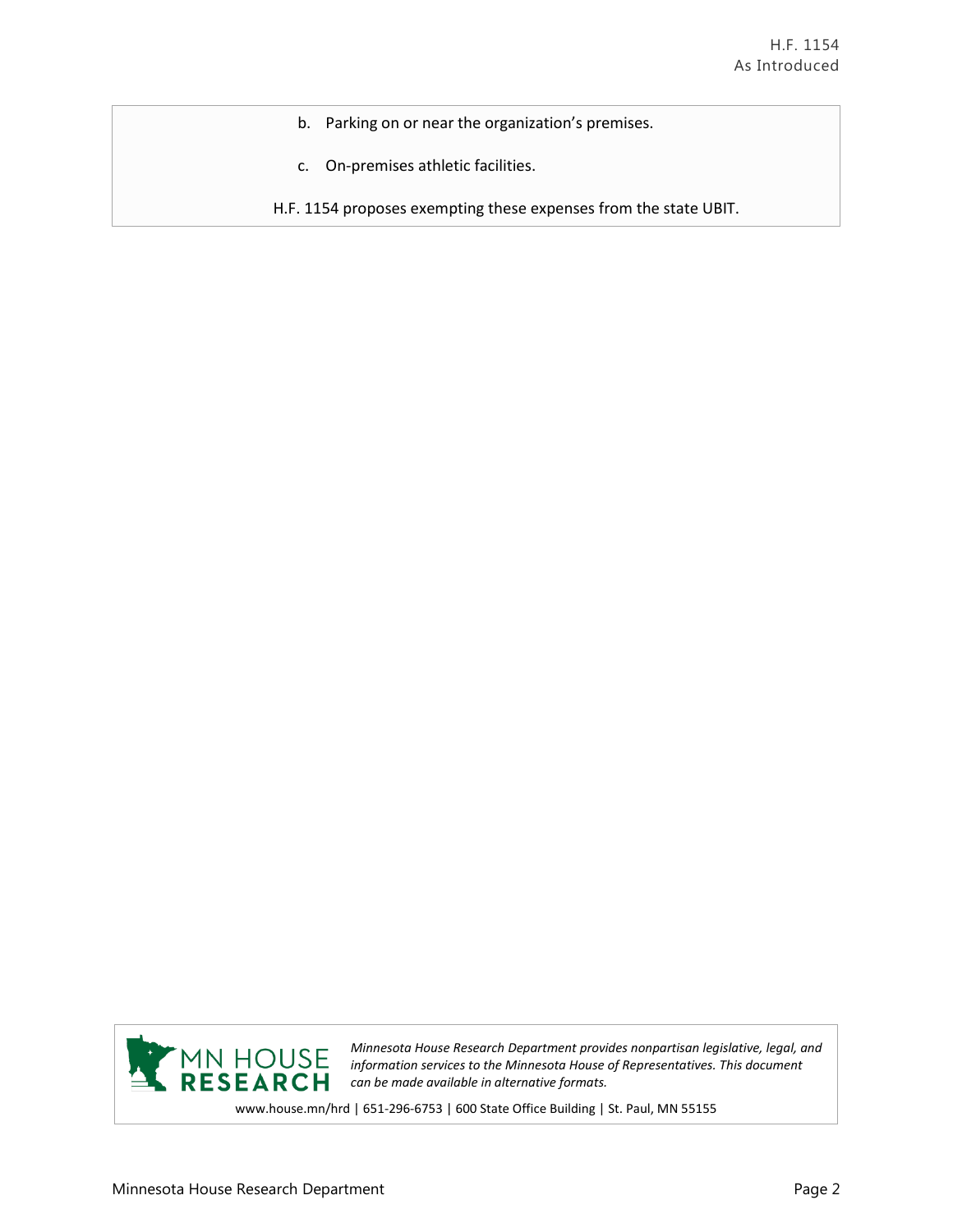b. Parking on or near the organization's premises.

c. On-premises athletic facilities.

H.F. 1154 proposes exempting these expenses from the state UBIT.

MN HOUSE RESEARCH

*Minnesota House Research Department provides nonpartisan legislative, legal, and information services to the Minnesota House of Representatives. This document can be made available in alternative formats.*

www.house.mn/hrd | 651-296-6753 | 600 State Office Building | St. Paul, MN 55155